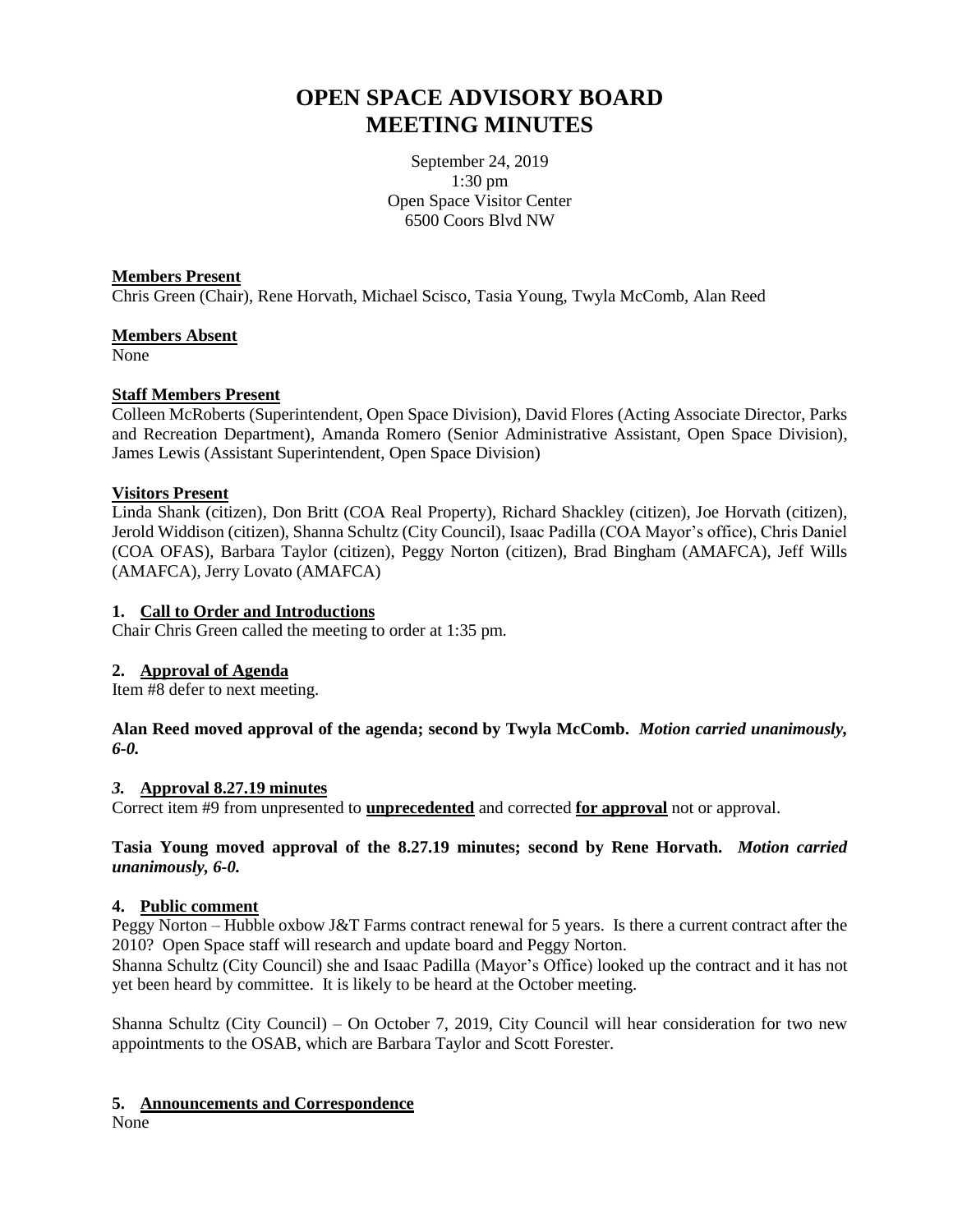# OPEN SPACE ADVISORY BOARD
# MEETING MINUTES

September 24, 2019
1:30 pm
Open Space Visitor Center
6500 Coors Blvd NW

**Members Present**
Chris Green (Chair), Rene Horvath, Michael Scisco, Tasia Young, Twyla McComb, Alan Reed

**Members Absent**
None

**Staff Members Present**
Colleen McRoberts (Superintendent, Open Space Division), David Flores (Acting Associate Director, Parks and Recreation Department), Amanda Romero (Senior Administrative Assistant, Open Space Division), James Lewis (Assistant Superintendent, Open Space Division)

**Visitors Present**
Linda Shank (citizen), Don Britt (COA Real Property), Richard Shackley (citizen), Joe Horvath (citizen), Jerold Widdison (citizen), Shanna Schultz (City Council), Isaac Padilla (COA Mayor's office), Chris Daniel (COA OFAS), Barbara Taylor (citizen), Peggy Norton (citizen), Brad Bingham (AMAFCA), Jeff Wills (AMAFCA), Jerry Lovato (AMAFCA)

**1. Call to Order and Introductions**
Chair Chris Green called the meeting to order at 1:35 pm.

**2. Approval of Agenda**
Item #8 defer to next meeting.

**Alan Reed moved approval of the agenda; second by Twyla McComb.** ***Motion carried unanimously, 6-0.***

***3.* Approval 8.27.19 minutes**
Correct item #9 from unpresented to **unprecedented** and corrected **for approval** not or approval.

**Tasia Young moved approval of the 8.27.19 minutes; second by Rene Horvath.** ***Motion carried unanimously, 6-0.***

**4. Public comment**
Peggy Norton – Hubble oxbow J&T Farms contract renewal for 5 years. Is there a current contract after the 2010? Open Space staff will research and update board and Peggy Norton.
Shanna Schultz (City Council) she and Isaac Padilla (Mayor's Office) looked up the contract and it has not yet been heard by committee. It is likely to be heard at the October meeting.

Shanna Schultz (City Council) – On October 7, 2019, City Council will hear consideration for two new appointments to the OSAB, which are Barbara Taylor and Scott Forester.

**5. Announcements and Correspondence**
None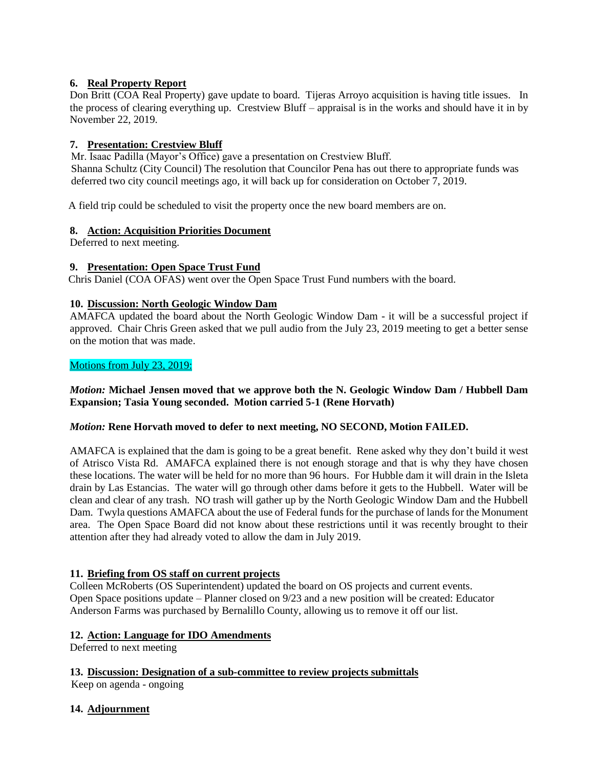### 6. Real Property Report

Don Britt (COA Real Property) gave update to board. Tijeras Arroyo acquisition is having title issues. In the process of clearing everything up. Crestview Bluff – appraisal is in the works and should have it in by November 22, 2019.

### 7. Presentation: Crestview Bluff

Mr. Isaac Padilla (Mayor's Office) gave a presentation on Crestview Bluff.
Shanna Schultz (City Council) The resolution that Councilor Pena has out there to appropriate funds was deferred two city council meetings ago, it will back up for consideration on October 7, 2019.

A field trip could be scheduled to visit the property once the new board members are on.

### 8. Action: Acquisition Priorities Document

Deferred to next meeting.

### 9. Presentation: Open Space Trust Fund

Chris Daniel (COA OFAS) went over the Open Space Trust Fund numbers with the board.

### 10. Discussion: North Geologic Window Dam

AMAFCA updated the board about the North Geologic Window Dam - it will be a successful project if approved. Chair Chris Green asked that we pull audio from the July 23, 2019 meeting to get a better sense on the motion that was made.

Motions from July 23, 2019:

*Motion:* **Michael Jensen moved that we approve both the N. Geologic Window Dam / Hubbell Dam Expansion; Tasia Young seconded. Motion carried 5-1 (Rene Horvath)**

*Motion:* **Rene Horvath moved to defer to next meeting, NO SECOND, Motion FAILED.**

AMAFCA is explained that the dam is going to be a great benefit. Rene asked why they don't build it west of Atrisco Vista Rd. AMAFCA explained there is not enough storage and that is why they have chosen these locations. The water will be held for no more than 96 hours. For Hubble dam it will drain in the Isleta drain by Las Estancias. The water will go through other dams before it gets to the Hubbell. Water will be clean and clear of any trash. NO trash will gather up by the North Geologic Window Dam and the Hubbell Dam. Twyla questions AMAFCA about the use of Federal funds for the purchase of lands for the Monument area. The Open Space Board did not know about these restrictions until it was recently brought to their attention after they had already voted to allow the dam in July 2019.

### 11. Briefing from OS staff on current projects

Colleen McRoberts (OS Superintendent) updated the board on OS projects and current events.
Open Space positions update – Planner closed on 9/23 and a new position will be created: Educator
Anderson Farms was purchased by Bernalillo County, allowing us to remove it off our list.

### 12. Action: Language for IDO Amendments

Deferred to next meeting

### 13. Discussion: Designation of a sub-committee to review projects submittals

Keep on agenda - ongoing

### 14. Adjournment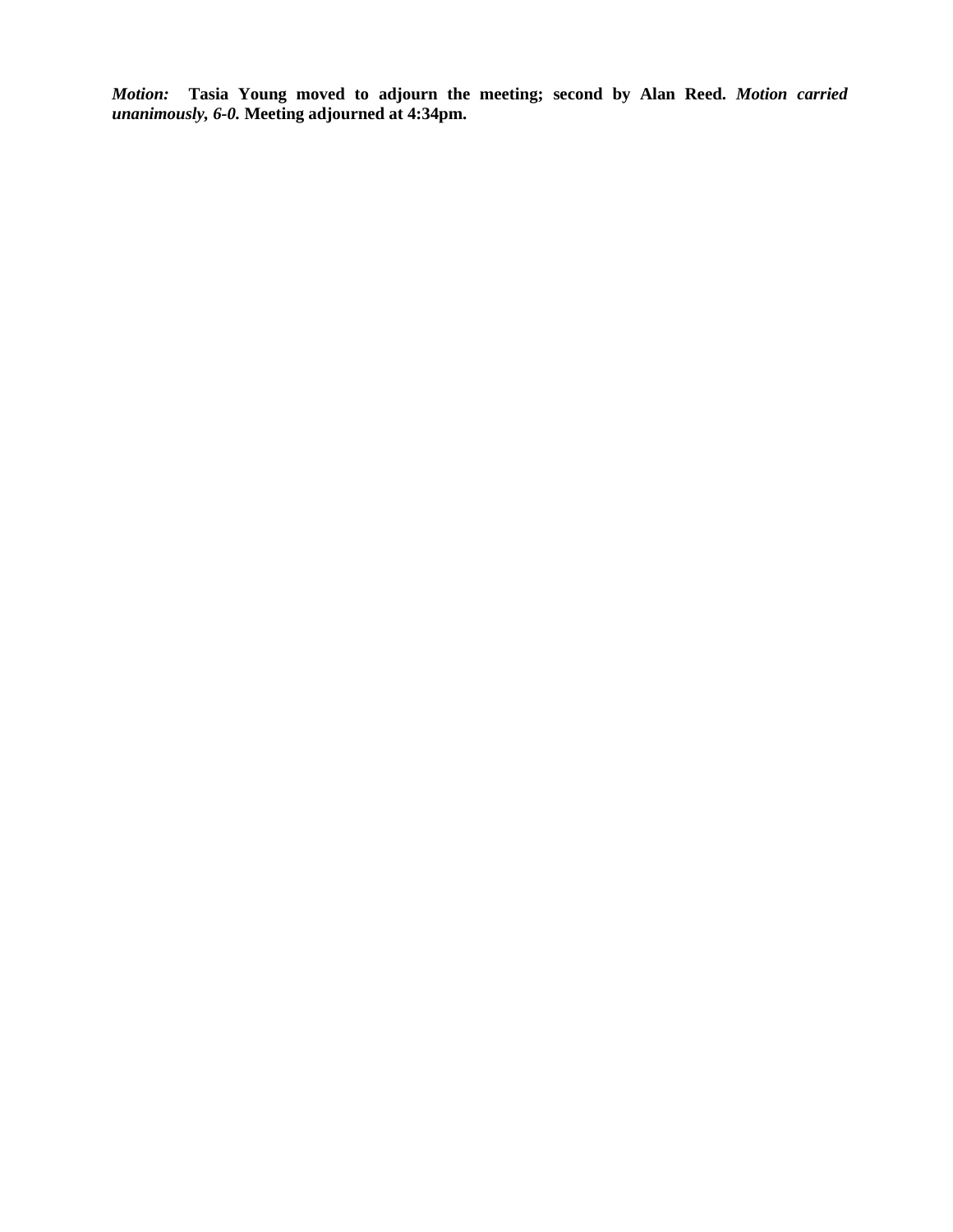***Motion:*** **Tasia Young moved to adjourn the meeting; second by Alan Reed.** ***Motion carried unanimously, 6-0.*** **Meeting adjourned at 4:34pm.**